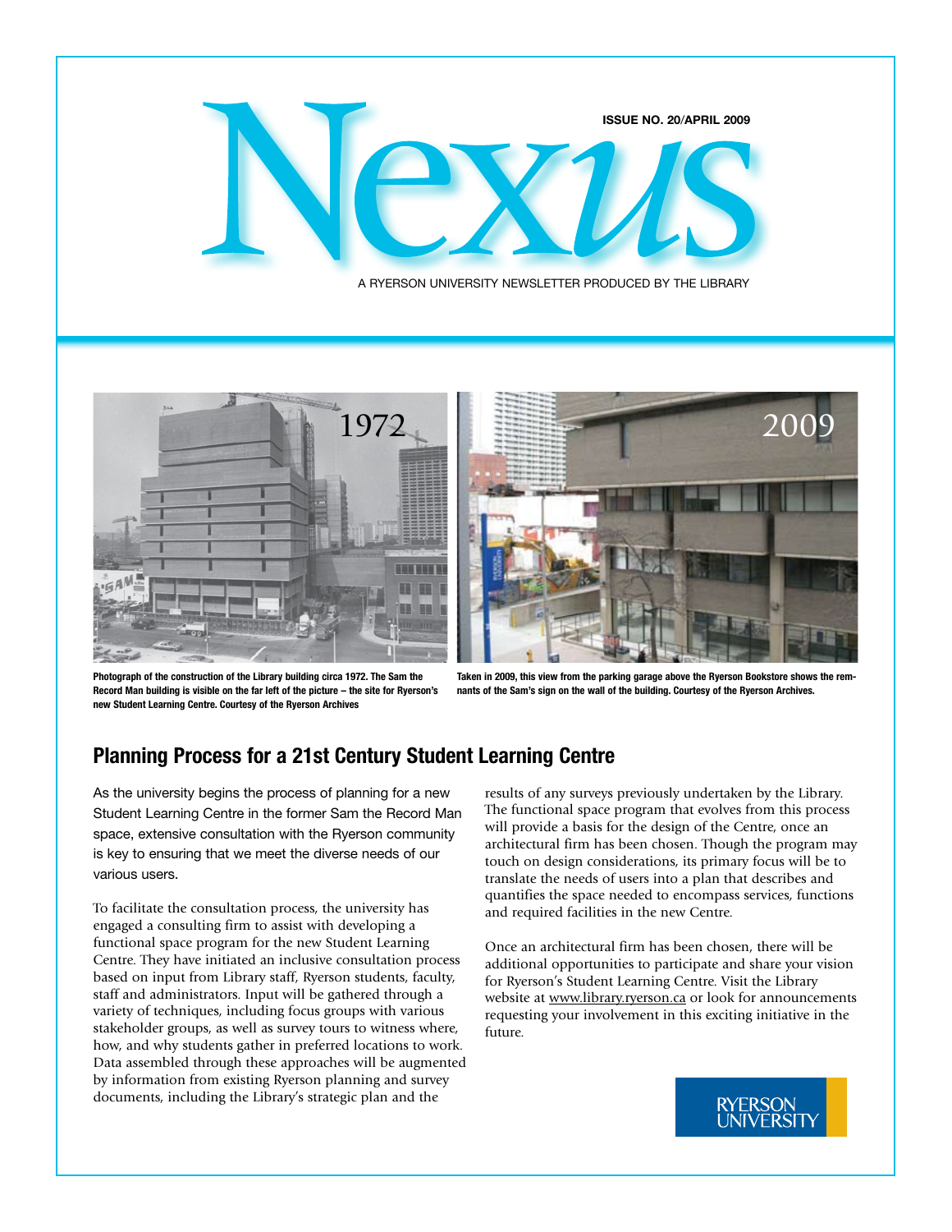# Nexus

ISSUE NO. 20/APRIL 2009

A RYERSON UNIVERSITY NEWSLETTER PRODUCED BY THE LIBRARY

1972

Photograph of the construction of the Library building circa 1972. The Sam the Record Man building is visible on the far left of the picture – the site for Ryerson's new Student Learning Centre. Courtesy of the Ryerson Archives

2009

Taken in 2009, this view from the parking garage above the Ryerson Bookstore shows the remnants of the Sam's sign on the wall of the building. Courtesy of the Ryerson Archives.

## Planning Process for a 21st Century Student Learning Centre

As the university begins the process of planning for a new Student Learning Centre in the former Sam the Record Man space, extensive consultation with the Ryerson community is key to ensuring that we meet the diverse needs of our various users.

To facilitate the consultation process, the university has engaged a consulting firm to assist with developing a functional space program for the new Student Learning Centre. They have initiated an inclusive consultation process based on input from Library staff, Ryerson students, faculty, staff and administrators. Input will be gathered through a variety of techniques, including focus groups with various stakeholder groups, as well as survey tours to witness where, how, and why students gather in preferred locations to work. Data assembled through these approaches will be augmented by information from existing Ryerson planning and survey documents, including the Library's strategic plan and the results of any surveys previously undertaken by the Library. The functional space program that evolves from this process will provide a basis for the design of the Centre, once an architectural firm has been chosen. Though the program may touch on design considerations, its primary focus will be to translate the needs of users into a plan that describes and quantifies the space needed to encompass services, functions and required facilities in the new Centre.

Once an architectural firm has been chosen, there will be additional opportunities to participate and share your vision for Ryerson's Student Learning Centre. Visit the Library website at www.library.ryerson.ca or look for announcements requesting your involvement in this exciting initiative in the future.

RYERSON UNIVERSITY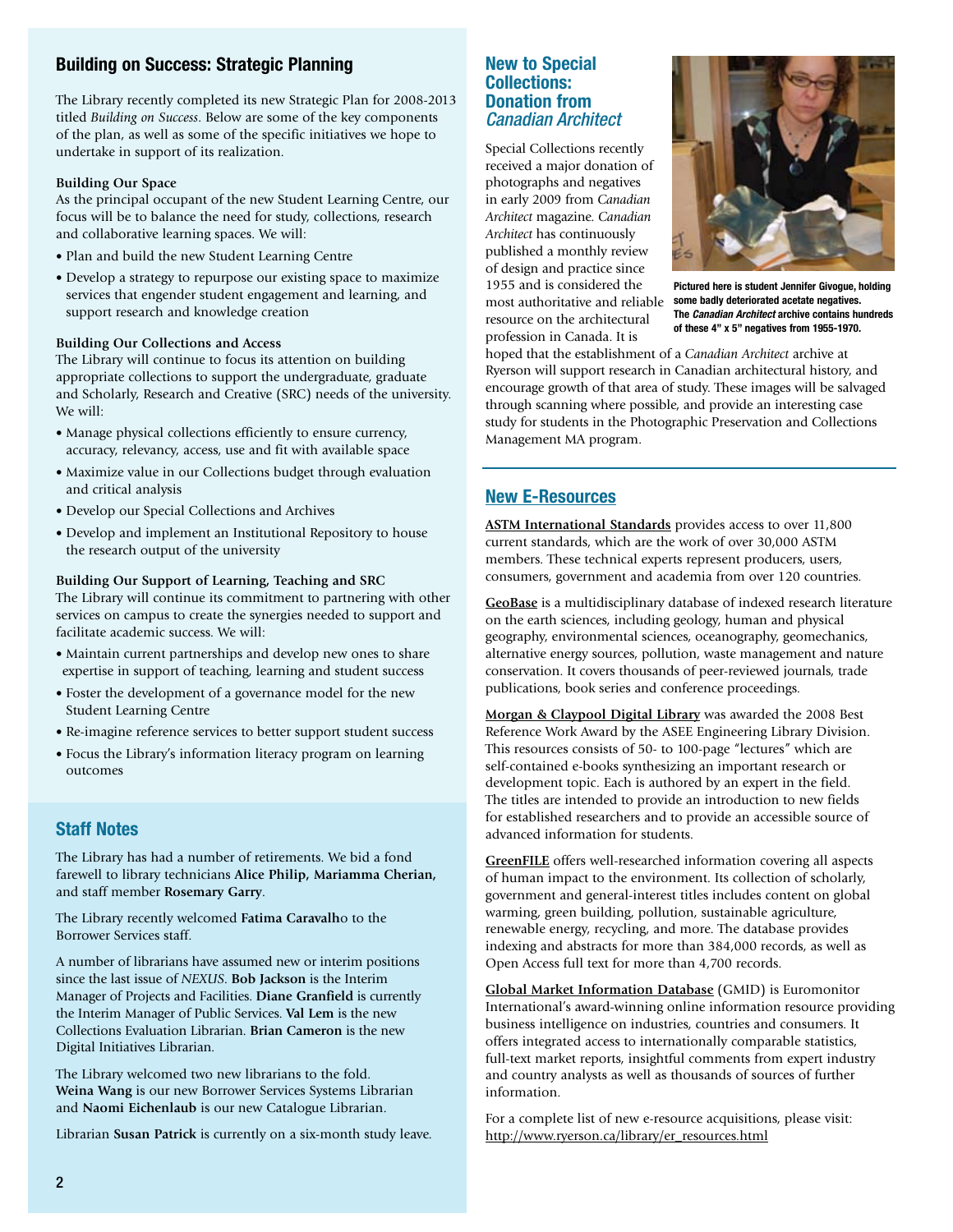## Building on Success: Strategic Planning

The Library recently completed its new Strategic Plan for 2008-2013 titled *Building on Success*. Below are some of the key components of the plan, as well as some of the specific initiatives we hope to undertake in support of its realization.

**Building Our Space**

As the principal occupant of the new Student Learning Centre, our focus will be to balance the need for study, collections, research and collaborative learning spaces. We will:

- Plan and build the new Student Learning Centre
- Develop a strategy to repurpose our existing space to maximize services that engender student engagement and learning, and support research and knowledge creation

**Building Our Collections and Access**

The Library will continue to focus its attention on building appropriate collections to support the undergraduate, graduate and Scholarly, Research and Creative (SRC) needs of the university. We will:

- Manage physical collections efficiently to ensure currency, accuracy, relevancy, access, use and fit with available space
- Maximize value in our Collections budget through evaluation and critical analysis
- Develop our Special Collections and Archives
- Develop and implement an Institutional Repository to house the research output of the university

**Building Our Support of Learning, Teaching and SRC**

The Library will continue its commitment to partnering with other services on campus to create the synergies needed to support and facilitate academic success. We will:

- Maintain current partnerships and develop new ones to share expertise in support of teaching, learning and student success
- Foster the development of a governance model for the new Student Learning Centre
- Re-imagine reference services to better support student success
- Focus the Library's information literacy program on learning outcomes

## Staff Notes

The Library has had a number of retirements. We bid a fond farewell to library technicians **Alice Philip, Mariamma Cherian,** and staff member **Rosemary Garry**.

The Library recently welcomed **Fatima Caravalho** to the Borrower Services staff.

A number of librarians have assumed new or interim positions since the last issue of *NEXUS*. **Bob Jackson** is the Interim Manager of Projects and Facilities. **Diane Granfield** is currently the Interim Manager of Public Services. **Val Lem** is the new Collections Evaluation Librarian. **Brian Cameron** is the new Digital Initiatives Librarian.

The Library welcomed two new librarians to the fold. **Weina Wang** is our new Borrower Services Systems Librarian and **Naomi Eichenlaub** is our new Catalogue Librarian.

Librarian **Susan Patrick** is currently on a six-month study leave.

## New to Special Collections: Donation from *Canadian Architect*

Special Collections recently received a major donation of photographs and negatives in early 2009 from *Canadian Architect* magazine. *Canadian Architect* has continuously published a monthly review of design and practice since 1955 and is considered the most authoritative and reliable resource on the architectural profession in Canada. It is hoped that the establishment of a *Canadian Architect* archive at Ryerson will support research in Canadian architectural history, and encourage growth of that area of study. These images will be salvaged through scanning where possible, and provide an interesting case study for students in the Photographic Preservation and Collections Management MA program.

**Pictured here is student Jennifer Givogue, holding some badly deteriorated acetate negatives. The *Canadian Architect* archive contains hundreds of these 4" x 5" negatives from 1955-1970.**

## New E-Resources

**ASTM International Standards** provides access to over 11,800 current standards, which are the work of over 30,000 ASTM members. These technical experts represent producers, users, consumers, government and academia from over 120 countries.

**GeoBase** is a multidisciplinary database of indexed research literature on the earth sciences, including geology, human and physical geography, environmental sciences, oceanography, geomechanics, alternative energy sources, pollution, waste management and nature conservation. It covers thousands of peer-reviewed journals, trade publications, book series and conference proceedings.

**Morgan & Claypool Digital Library** was awarded the 2008 Best Reference Work Award by the ASEE Engineering Library Division. This resources consists of 50- to 100-page "lectures" which are self-contained e-books synthesizing an important research or development topic. Each is authored by an expert in the field. The titles are intended to provide an introduction to new fields for established researchers and to provide an accessible source of advanced information for students.

**GreenFILE** offers well-researched information covering all aspects of human impact to the environment. Its collection of scholarly, government and general-interest titles includes content on global warming, green building, pollution, sustainable agriculture, renewable energy, recycling, and more. The database provides indexing and abstracts for more than 384,000 records, as well as Open Access full text for more than 4,700 records.

**Global Market Information Database** (GMID) is Euromonitor International's award-winning online information resource providing business intelligence on industries, countries and consumers. It offers integrated access to internationally comparable statistics, full-text market reports, insightful comments from expert industry and country analysts as well as thousands of sources of further information.

For a complete list of new e-resource acquisitions, please visit: http://www.ryerson.ca/library/er_resources.html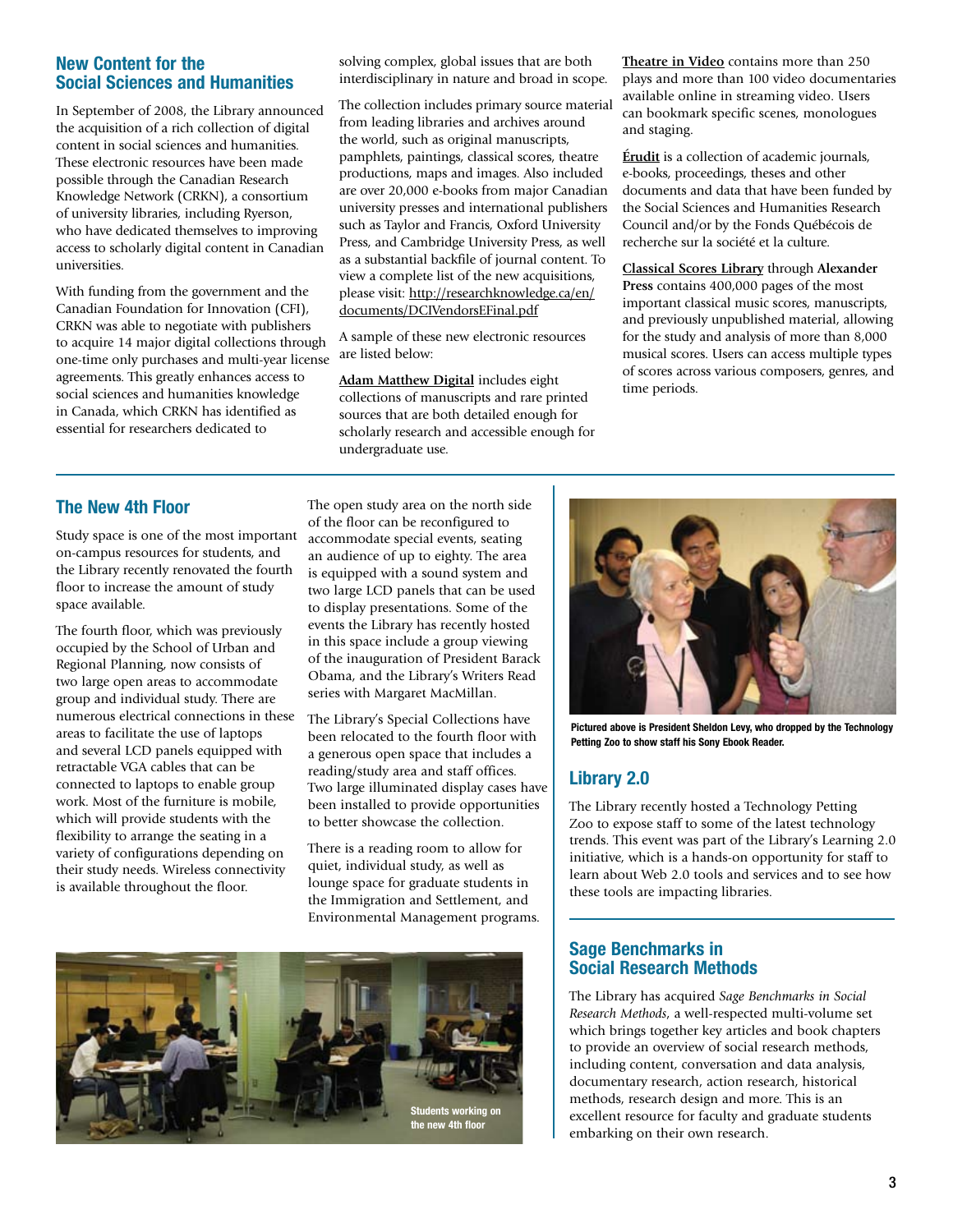## New Content for the Social Sciences and Humanities

In September of 2008, the Library announced the acquisition of a rich collection of digital content in social sciences and humanities. These electronic resources have been made possible through the Canadian Research Knowledge Network (CRKN), a consortium of university libraries, including Ryerson, who have dedicated themselves to improving access to scholarly digital content in Canadian universities.

With funding from the government and the Canadian Foundation for Innovation (CFI), CRKN was able to negotiate with publishers to acquire 14 major digital collections through one-time only purchases and multi-year license agreements. This greatly enhances access to social sciences and humanities knowledge in Canada, which CRKN has identified as essential for researchers dedicated to solving complex, global issues that are both interdisciplinary in nature and broad in scope.

The collection includes primary source material from leading libraries and archives around the world, such as original manuscripts, pamphlets, paintings, classical scores, theatre productions, maps and images. Also included are over 20,000 e-books from major Canadian university presses and international publishers such as Taylor and Francis, Oxford University Press, and Cambridge University Press, as well as a substantial backfile of journal content. To view a complete list of the new acquisitions, please visit: http://researchknowledge.ca/en/documents/DCIVendorsEFinal.pdf

A sample of these new electronic resources are listed below:

**Adam Matthew Digital** includes eight collections of manuscripts and rare printed sources that are both detailed enough for scholarly research and accessible enough for undergraduate use.

**Theatre in Video** contains more than 250 plays and more than 100 video documentaries available online in streaming video. Users can bookmark specific scenes, monologues and staging.

**Érudit** is a collection of academic journals, e-books, proceedings, theses and other documents and data that have been funded by the Social Sciences and Humanities Research Council and/or by the Fonds Québécois de recherche sur la société et la culture.

**Classical Scores Library** through **Alexander Press** contains 400,000 pages of the most important classical music scores, manuscripts, and previously unpublished material, allowing for the study and analysis of more than 8,000 musical scores. Users can access multiple types of scores across various composers, genres, and time periods.

## The New 4th Floor

Study space is one of the most important on-campus resources for students, and the Library recently renovated the fourth floor to increase the amount of study space available.

The fourth floor, which was previously occupied by the School of Urban and Regional Planning, now consists of two large open areas to accommodate group and individual study. There are numerous electrical connections in these areas to facilitate the use of laptops and several LCD panels equipped with retractable VGA cables that can be connected to laptops to enable group work. Most of the furniture is mobile, which will provide students with the flexibility to arrange the seating in a variety of configurations depending on their study needs. Wireless connectivity is available throughout the floor.

The open study area on the north side of the floor can be reconfigured to accommodate special events, seating an audience of up to eighty. The area is equipped with a sound system and two large LCD panels that can be used to display presentations. Some of the events the Library has recently hosted in this space include a group viewing of the inauguration of President Barack Obama, and the Library's Writers Read series with Margaret MacMillan.

The Library's Special Collections have been relocated to the fourth floor with a generous open space that includes a reading/study area and staff offices. Two large illuminated display cases have been installed to provide opportunities to better showcase the collection.

There is a reading room to allow for quiet, individual study, as well as lounge space for graduate students in the Immigration and Settlement, and Environmental Management programs.

Students working on the new 4th floor

Pictured above is President Sheldon Levy, who dropped by the Technology Petting Zoo to show staff his Sony Ebook Reader.

## Library 2.0

The Library recently hosted a Technology Petting Zoo to expose staff to some of the latest technology trends. This event was part of the Library's Learning 2.0 initiative, which is a hands-on opportunity for staff to learn about Web 2.0 tools and services and to see how these tools are impacting libraries.

## Sage Benchmarks in Social Research Methods

The Library has acquired *Sage Benchmarks in Social Research Methods*, a well-respected multi-volume set which brings together key articles and book chapters to provide an overview of social research methods, including content, conversation and data analysis, documentary research, action research, historical methods, research design and more. This is an excellent resource for faculty and graduate students embarking on their own research.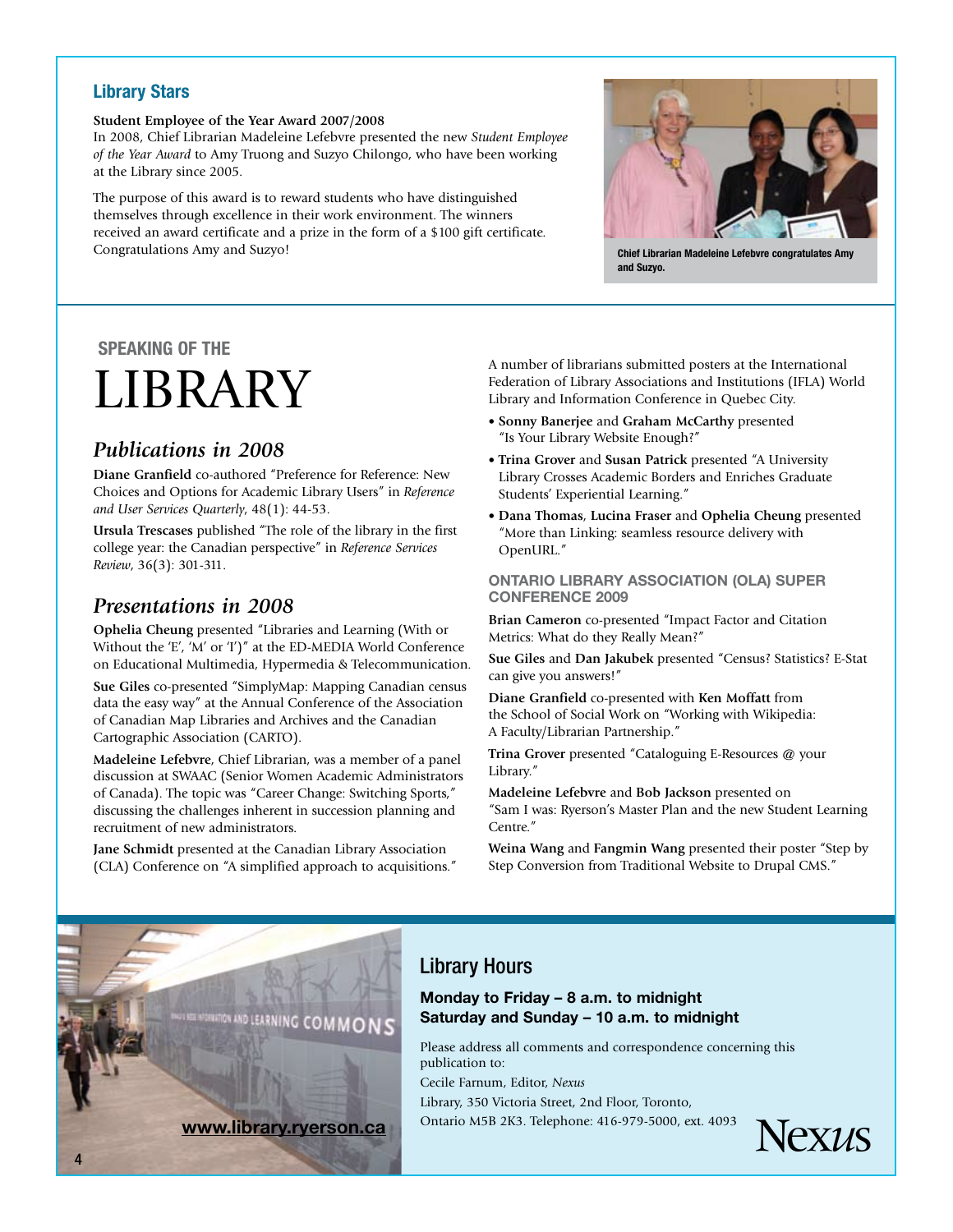## Library Stars

**Student Employee of the Year Award 2007/2008**

In 2008, Chief Librarian Madeleine Lefebvre presented the new *Student Employee of the Year Award* to Amy Truong and Suzyo Chilongo, who have been working at the Library since 2005.

The purpose of this award is to reward students who have distinguished themselves through excellence in their work environment. The winners received an award certificate and a prize in the form of a $100 gift certificate. Congratulations Amy and Suzyo!

**Chief Librarian Madeleine Lefebvre congratulates Amy and Suzyo.**

# SPEAKING OF THE LIBRARY

## *Publications in 2008*

**Diane Granfield** co-authored "Preference for Reference: New Choices and Options for Academic Library Users" in *Reference and User Services Quarterly*, 48(1): 44-53.

**Ursula Trescases** published "The role of the library in the first college year: the Canadian perspective" in *Reference Services Review*, 36(3): 301-311.

## *Presentations in 2008*

**Ophelia Cheung** presented "Libraries and Learning (With or Without the 'E', 'M' or 'I')" at the ED-MEDIA World Conference on Educational Multimedia, Hypermedia & Telecommunication.

**Sue Giles** co-presented "SimplyMap: Mapping Canadian census data the easy way" at the Annual Conference of the Association of Canadian Map Libraries and Archives and the Canadian Cartographic Association (CARTO).

**Madeleine Lefebvre**, Chief Librarian, was a member of a panel discussion at SWAAC (Senior Women Academic Administrators of Canada). The topic was "Career Change: Switching Sports," discussing the challenges inherent in succession planning and recruitment of new administrators.

**Jane Schmidt** presented at the Canadian Library Association (CLA) Conference on "A simplified approach to acquisitions."

A number of librarians submitted posters at the International Federation of Library Associations and Institutions (IFLA) World Library and Information Conference in Quebec City.

- **Sonny Banerjee** and **Graham McCarthy** presented "Is Your Library Website Enough?"
- **Trina Grover** and **Susan Patrick** presented "A University Library Crosses Academic Borders and Enriches Graduate Students' Experiential Learning."
- **Dana Thomas**, **Lucina Fraser** and **Ophelia Cheung** presented "More than Linking: seamless resource delivery with OpenURL."

### ONTARIO LIBRARY ASSOCIATION (OLA) SUPER CONFERENCE 2009

**Brian Cameron** co-presented "Impact Factor and Citation Metrics: What do they Really Mean?"

**Sue Giles** and **Dan Jakubek** presented "Census? Statistics? E-Stat can give you answers!"

**Diane Granfield** co-presented with **Ken Moffatt** from the School of Social Work on "Working with Wikipedia: A Faculty/Librarian Partnership."

**Trina Grover** presented "Cataloguing E-Resources @ your Library."

**Madeleine Lefebvre** and **Bob Jackson** presented on "Sam I was: Ryerson's Master Plan and the new Student Learning Centre."

**Weina Wang** and **Fangmin Wang** presented their poster "Step by Step Conversion from Traditional Website to Drupal CMS."

www.library.ryerson.ca

## Library Hours

**Monday to Friday – 8 a.m. to midnight**
**Saturday and Sunday – 10 a.m. to midnight**

Please address all comments and correspondence concerning this publication to:
Cecile Farnum, Editor, *Nexus*
Library, 350 Victoria Street, 2nd Floor, Toronto, Ontario M5B 2K3. Telephone: 416-979-5000, ext. 4093

Nexus